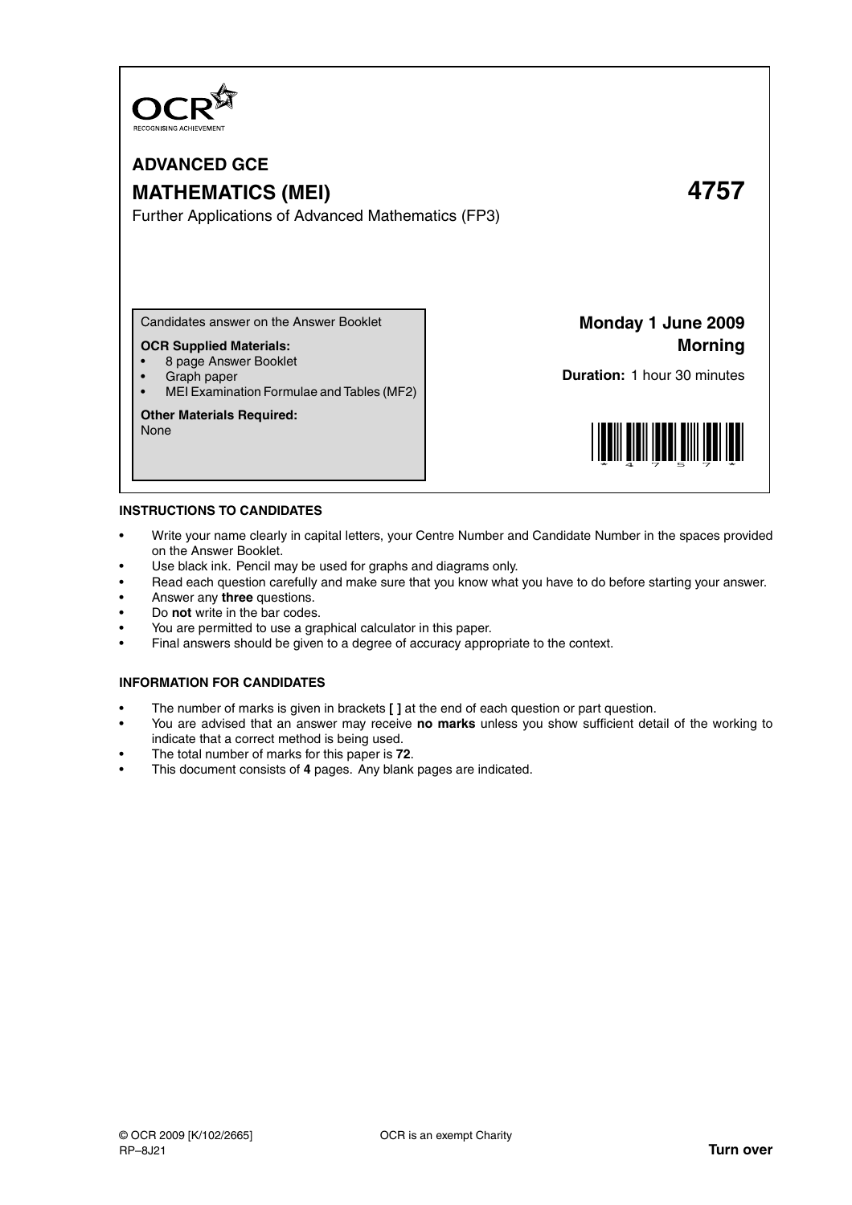OCR
RECOGNISING ACHIEVEMENT

# ADVANCED GCE

# MATHEMATICS (MEI) 4757

Further Applications of Advanced Mathematics (FP3)

Candidates answer on the Answer Booklet

**OCR Supplied Materials:**

- 8 page Answer Booklet
- Graph paper
- MEI Examination Formulae and Tables (MF2)

**Other Materials Required:**
None

**Monday 1 June 2009**
**Morning**

**Duration:** 1 hour 30 minutes

## INSTRUCTIONS TO CANDIDATES

- Write your name clearly in capital letters, your Centre Number and Candidate Number in the spaces provided on the Answer Booklet.
- Use black ink. Pencil may be used for graphs and diagrams only.
- Read each question carefully and make sure that you know what you have to do before starting your answer.
- Answer any **three** questions.
- Do **not** write in the bar codes.
- You are permitted to use a graphical calculator in this paper.
- Final answers should be given to a degree of accuracy appropriate to the context.

## INFORMATION FOR CANDIDATES

- The number of marks is given in brackets **[ ]** at the end of each question or part question.
- You are advised that an answer may receive **no marks** unless you show sufficient detail of the working to indicate that a correct method is being used.
- The total number of marks for this paper is **72**.
- This document consists of **4** pages. Any blank pages are indicated.

© OCR 2009 [K/102/2665] OCR is an exempt Charity
RP–8J21 **Turn over**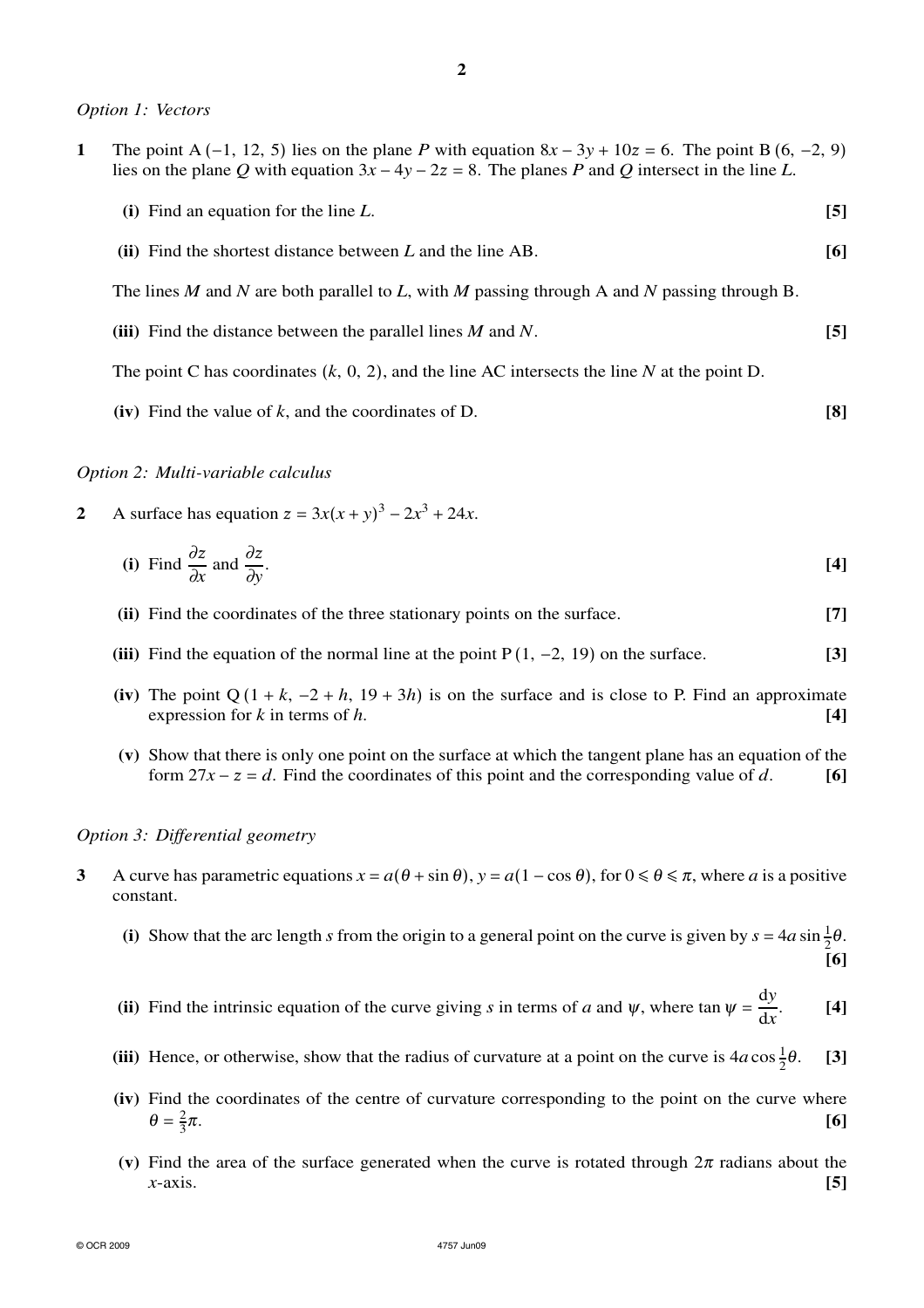*Option 1: Vectors*

**1** The point A $(-1, 12, 5)$ lies on the plane $P$ with equation $8x - 3y + 10z = 6$. The point B $(6, -2, 9)$ lies on the plane $Q$ with equation $3x - 4y - 2z = 8$. The planes $P$ and $Q$ intersect in the line $L$.

**(i)** Find an equation for the line $L$. **[5]**

**(ii)** Find the shortest distance between $L$ and the line AB. **[6]**

The lines $M$ and $N$ are both parallel to $L$, with $M$ passing through A and $N$ passing through B.

**(iii)** Find the distance between the parallel lines $M$ and $N$. **[5]**

The point C has coordinates $(k, 0, 2)$, and the line AC intersects the line $N$ at the point D.

**(iv)** Find the value of $k$, and the coordinates of D. **[8]**

*Option 2: Multi-variable calculus*

**2** A surface has equation $z = 3x(x + y)^3 - 2x^3 + 24x$.

**(i)** Find $\frac{\partial z}{\partial x}$ and $\frac{\partial z}{\partial y}$. **[4]**

**(ii)** Find the coordinates of the three stationary points on the surface. **[7]**

**(iii)** Find the equation of the normal line at the point P $(1, -2, 19)$ on the surface. **[3]**

**(iv)** The point Q $(1 + k, -2 + h, 19 + 3h)$ is on the surface and is close to P. Find an approximate expression for $k$ in terms of $h$. **[4]**

**(v)** Show that there is only one point on the surface at which the tangent plane has an equation of the form $27x - z = d$. Find the coordinates of this point and the corresponding value of $d$. **[6]**

*Option 3: Differential geometry*

**3** A curve has parametric equations $x = a(\theta + \sin\theta)$, $y = a(1 - \cos\theta)$, for $0 \leqslant \theta \leqslant \pi$, where $a$ is a positive constant.

**(i)** Show that the arc length $s$ from the origin to a general point on the curve is given by $s = 4a\sin\frac{1}{2}\theta$. **[6]**

**(ii)** Find the intrinsic equation of the curve giving $s$ in terms of $a$ and $\psi$, where $\tan\psi = \frac{dy}{dx}$. **[4]**

**(iii)** Hence, or otherwise, show that the radius of curvature at a point on the curve is $4a\cos\frac{1}{2}\theta$. **[3]**

**(iv)** Find the coordinates of the centre of curvature corresponding to the point on the curve where $\theta = \frac{2}{3}\pi$. **[6]**

**(v)** Find the area of the surface generated when the curve is rotated through $2\pi$ radians about the $x$-axis. **[5]**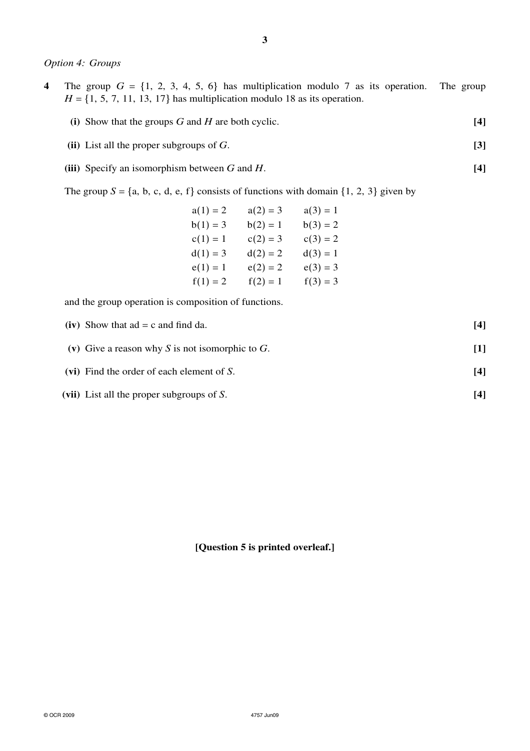*Option 4: Groups*

**4** The group $G = \{1, 2, 3, 4, 5, 6\}$ has multiplication modulo 7 as its operation. The group $H = \{1, 5, 7, 11, 13, 17\}$ has multiplication modulo 18 as its operation.

**(i)** Show that the groups $G$ and $H$ are both cyclic. **[4]**

**(ii)** List all the proper subgroups of $G$. **[3]**

**(iii)** Specify an isomorphism between $G$ and $H$. **[4]**

The group $S = \{\text{a, b, c, d, e, f}\}$ consists of functions with domain $\{1, 2, 3\}$ given by

$$\begin{array}{lll} \text{a}(1) = 2 & \text{a}(2) = 3 & \text{a}(3) = 1 \\ \text{b}(1) = 3 & \text{b}(2) = 1 & \text{b}(3) = 2 \\ \text{c}(1) = 1 & \text{c}(2) = 3 & \text{c}(3) = 2 \\ \text{d}(1) = 3 & \text{d}(2) = 2 & \text{d}(3) = 1 \\ \text{e}(1) = 1 & \text{e}(2) = 2 & \text{e}(3) = 3 \\ \text{f}(1) = 2 & \text{f}(2) = 1 & \text{f}(3) = 3 \end{array}$$

and the group operation is composition of functions.

**(iv)** Show that ad = c and find da. **[4]**

**(v)** Give a reason why $S$ is not isomorphic to $G$. **[1]**

**(vi)** Find the order of each element of $S$. **[4]**

**(vii)** List all the proper subgroups of $S$. **[4]**

**[Question 5 is printed overleaf.]**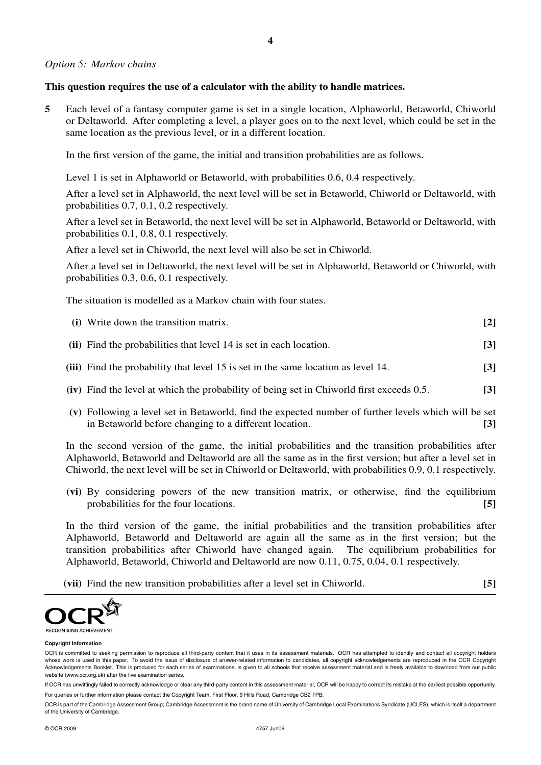*Option 5: Markov chains*

**This question requires the use of a calculator with the ability to handle matrices.**

**5** Each level of a fantasy computer game is set in a single location, Alphaworld, Betaworld, Chiworld or Deltaworld. After completing a level, a player goes on to the next level, which could be set in the same location as the previous level, or in a different location.

In the first version of the game, the initial and transition probabilities are as follows.

Level 1 is set in Alphaworld or Betaworld, with probabilities 0.6, 0.4 respectively.

After a level set in Alphaworld, the next level will be set in Betaworld, Chiworld or Deltaworld, with probabilities 0.7, 0.1, 0.2 respectively.

After a level set in Betaworld, the next level will be set in Alphaworld, Betaworld or Deltaworld, with probabilities 0.1, 0.8, 0.1 respectively.

After a level set in Chiworld, the next level will also be set in Chiworld.

After a level set in Deltaworld, the next level will be set in Alphaworld, Betaworld or Chiworld, with probabilities 0.3, 0.6, 0.1 respectively.

The situation is modelled as a Markov chain with four states.

**(i)** Write down the transition matrix. **[2]**

**(ii)** Find the probabilities that level 14 is set in each location. **[3]**

**(iii)** Find the probability that level 15 is set in the same location as level 14. **[3]**

**(iv)** Find the level at which the probability of being set in Chiworld first exceeds 0.5. **[3]**

**(v)** Following a level set in Betaworld, find the expected number of further levels which will be set in Betaworld before changing to a different location. **[3]**

In the second version of the game, the initial probabilities and the transition probabilities after Alphaworld, Betaworld and Deltaworld are all the same as in the first version; but after a level set in Chiworld, the next level will be set in Chiworld or Deltaworld, with probabilities 0.9, 0.1 respectively.

**(vi)** By considering powers of the new transition matrix, or otherwise, find the equilibrium probabilities for the four locations. **[5]**

In the third version of the game, the initial probabilities and the transition probabilities after Alphaworld, Betaworld and Deltaworld are again all the same as in the first version; but the transition probabilities after Chiworld have changed again. The equilibrium probabilities for Alphaworld, Betaworld, Chiworld and Deltaworld are now 0.11, 0.75, 0.04, 0.1 respectively.

**(vii)** Find the new transition probabilities after a level set in Chiworld. **[5]**

**Copyright Information**

OCR is committed to seeking permission to reproduce all third-party content that it uses in its assessment materials. OCR has attempted to identify and contact all copyright holders whose work is used in this paper. To avoid the issue of disclosure of answer-related information to candidates, all copyright acknowledgements are reproduced in the OCR Copyright Acknowledgements Booklet. This is produced for each series of examinations, is given to all schools that receive assessment material and is freely available to download from our public website (www.ocr.org.uk) after the live examination series.

If OCR has unwittingly failed to correctly acknowledge or clear any third-party content in this assessment material, OCR will be happy to correct its mistake at the earliest possible opportunity.

For queries or further information please contact the Copyright Team, First Floor, 9 Hills Road, Cambridge CB2 1PB.

OCR is part of the Cambridge Assessment Group; Cambridge Assessment is the brand name of University of Cambridge Local Examinations Syndicate (UCLES), which is itself a department of the University of Cambridge.

© OCR 2009 4757 Jun09